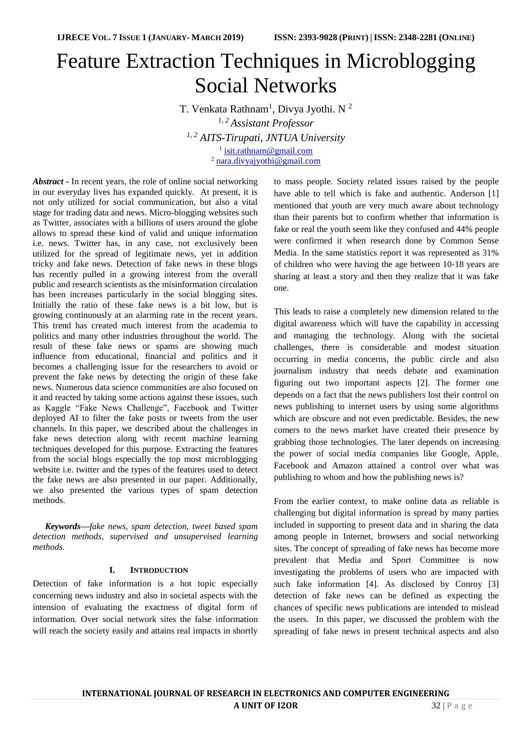# Feature Extraction Techniques in Microblogging Social Networks

T. Venkata Rathnam[1], Divya Jyothi. N [2]

[1, 2] *Assistant Professor*

[1, 2] *AITS-Tirupati, JNTUA University*

[1] isit.rathnam@gmail.com

[2] nara.divyajyothi@gmail.com

***Abstract*** **-** In recent years, the role of online social networking in our everyday lives has expanded quickly. At present, it is not only utilized for social communication, but also a vital stage for trading data and news. Micro-blogging websites such as Twitter, associates with a billions of users around the globe allows to spread these kind of valid and unique information i.e. news. Twitter has, in any case, not exclusively been utilized for the spread of legitimate news, yet in addition tricky and fake news. Detection of fake news in these blogs has recently pulled in a growing interest from the overall public and research scientists as the misinformation circulation has been increases particularly in the social blogging sites. Initially the ratio of these fake news is a bit low, but is growing continuously at an alarming rate in the recent years. This trend has created much interest from the academia to politics and many other industries throughout the world. The result of these fake news or spams are showing much influence from educational, financial and politics and it becomes a challenging issue for the researchers to avoid or prevent the fake news by detecting the origin of these fake news. Numerous data science communities are also focused on it and reacted by taking some actions against these issues, such as Kaggle "Fake News Challenge", Facebook and Twitter deployed AI to filter the fake posts or tweets from the user channels. In this paper, we described about the challenges in fake news detection along with recent machine learning techniques developed for this purpose. Extracting the features from the social blogs especially the top most microblogging website i.e. twitter and the types of the features used to detect the fake news are also presented in our paper. Additionally, we also presented the various types of spam detection methods.

***Keywords—****fake news, spam detection, tweet based spam detection methods, supervised and unsupervised learning methods.*

## I. INTRODUCTION

Detection of fake information is a hot topic especially concerning news industry and also in societal aspects with the intension of evaluating the exactness of digital form of information. Over social network sites the false information will reach the society easily and attains real impacts in shortly to mass people. Society related issues raised by the people have able to tell which is fake and authentic. Anderson [1] mentioned that youth are very much aware about technology than their parents but to confirm whether that information is fake or real the youth seem like they confused and 44% people were confirmed it when research done by Common Sense Media. In the same statistics report it was represented as 31% of children who were having the age between 10-18 years are sharing at least a story and then they realize that it was fake one.

This leads to raise a completely new dimension related to the digital awareness which will have the capability in accessing and managing the technology. Along with the societal challenges, there is considerable and modest situation occurring in media concerns, the public circle and also journalism industry that needs debate and examination figuring out two important aspects [2]. The former one depends on a fact that the news publishers lost their control on news publishing to internet users by using some algorithms which are obscure and not even predictable. Besides, the new comers to the news market have created their presence by grabbing those technologies. The later depends on increasing the power of social media companies like Google, Apple, Facebook and Amazon attained a control over what was publishing to whom and how the publishing news is?

From the earlier context, to make online data as reliable is challenging but digital information is spread by many parties included in supporting to present data and in sharing the data among people in Internet, browsers and social networking sites. The concept of spreading of fake news has become more prevalent that Media and Sport Committee is now investigating the problems of users who are impacted with such fake information [4]. As disclosed by Conroy [3] detection of fake news can be defined as expecting the chances of specific news publications are intended to mislead the users. In this paper, we discussed the problem with the spreading of fake news in present technical aspects and also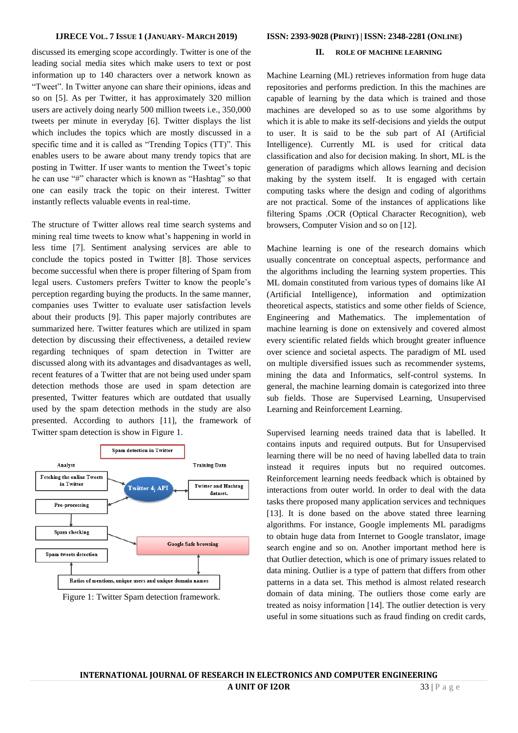discussed its emerging scope accordingly. Twitter is one of the leading social media sites which make users to text or post information up to 140 characters over a network known as "Tweet". In Twitter anyone can share their opinions, ideas and so on [5]. As per Twitter, it has approximately 320 million users are actively doing nearly 500 million tweets i.e., 350,000 tweets per minute in everyday [6]. Twitter displays the list which includes the topics which are mostly discussed in a specific time and it is called as "Trending Topics (TT)". This enables users to be aware about many trendy topics that are posting in Twitter. If user wants to mention the Tweet's topic he can use "#" character which is known as "Hashtag" so that one can easily track the topic on their interest. Twitter instantly reflects valuable events in real-time.

The structure of Twitter allows real time search systems and mining real time tweets to know what's happening in world in less time [7]. Sentiment analysing services are able to conclude the topics posted in Twitter [8]. Those services become successful when there is proper filtering of Spam from legal users. Customers prefers Twitter to know the people's perception regarding buying the products. In the same manner, companies uses Twitter to evaluate user satisfaction levels about their products [9]. This paper majorly contributes are summarized here. Twitter features which are utilized in spam detection by discussing their effectiveness, a detailed review regarding techniques of spam detection in Twitter are discussed along with its advantages and disadvantages as well, recent features of a Twitter that are not being used under spam detection methods those are used in spam detection are presented, Twitter features which are outdated that usually used by the spam detection methods in the study are also presented. According to authors [11], the framework of Twitter spam detection is show in Figure 1.

Figure 1: Twitter Spam detection framework.

## II. ROLE OF MACHINE LEARNING

Machine Learning (ML) retrieves information from huge data repositories and performs prediction. In this the machines are capable of learning by the data which is trained and those machines are developed so as to use some algorithms by which it is able to make its self-decisions and yields the output to user. It is said to be the sub part of AI (Artificial Intelligence). Currently ML is used for critical data classification and also for decision making. In short, ML is the generation of paradigms which allows learning and decision making by the system itself. It is engaged with certain computing tasks where the design and coding of algorithms are not practical. Some of the instances of applications like filtering Spams .OCR (Optical Character Recognition), web browsers, Computer Vision and so on [12].

Machine learning is one of the research domains which usually concentrate on conceptual aspects, performance and the algorithms including the learning system properties. This ML domain constituted from various types of domains like AI (Artificial Intelligence), information and optimization theoretical aspects, statistics and some other fields of Science, Engineering and Mathematics. The implementation of machine learning is done on extensively and covered almost every scientific related fields which brought greater influence over science and societal aspects. The paradigm of ML used on multiple diversified issues such as recommender systems, mining the data and Informatics, self-control systems. In general, the machine learning domain is categorized into three sub fields. Those are Supervised Learning, Unsupervised Learning and Reinforcement Learning.

Supervised learning needs trained data that is labelled. It contains inputs and required outputs. But for Unsupervised learning there will be no need of having labelled data to train instead it requires inputs but no required outcomes. Reinforcement learning needs feedback which is obtained by interactions from outer world. In order to deal with the data tasks there proposed many application services and techniques [13]. It is done based on the above stated three learning algorithms. For instance, Google implements ML paradigms to obtain huge data from Internet to Google translator, image search engine and so on. Another important method here is that Outlier detection, which is one of primary issues related to data mining. Outlier is a type of pattern that differs from other patterns in a data set. This method is almost related research domain of data mining. The outliers those come early are treated as noisy information [14]. The outlier detection is very useful in some situations such as fraud finding on credit cards,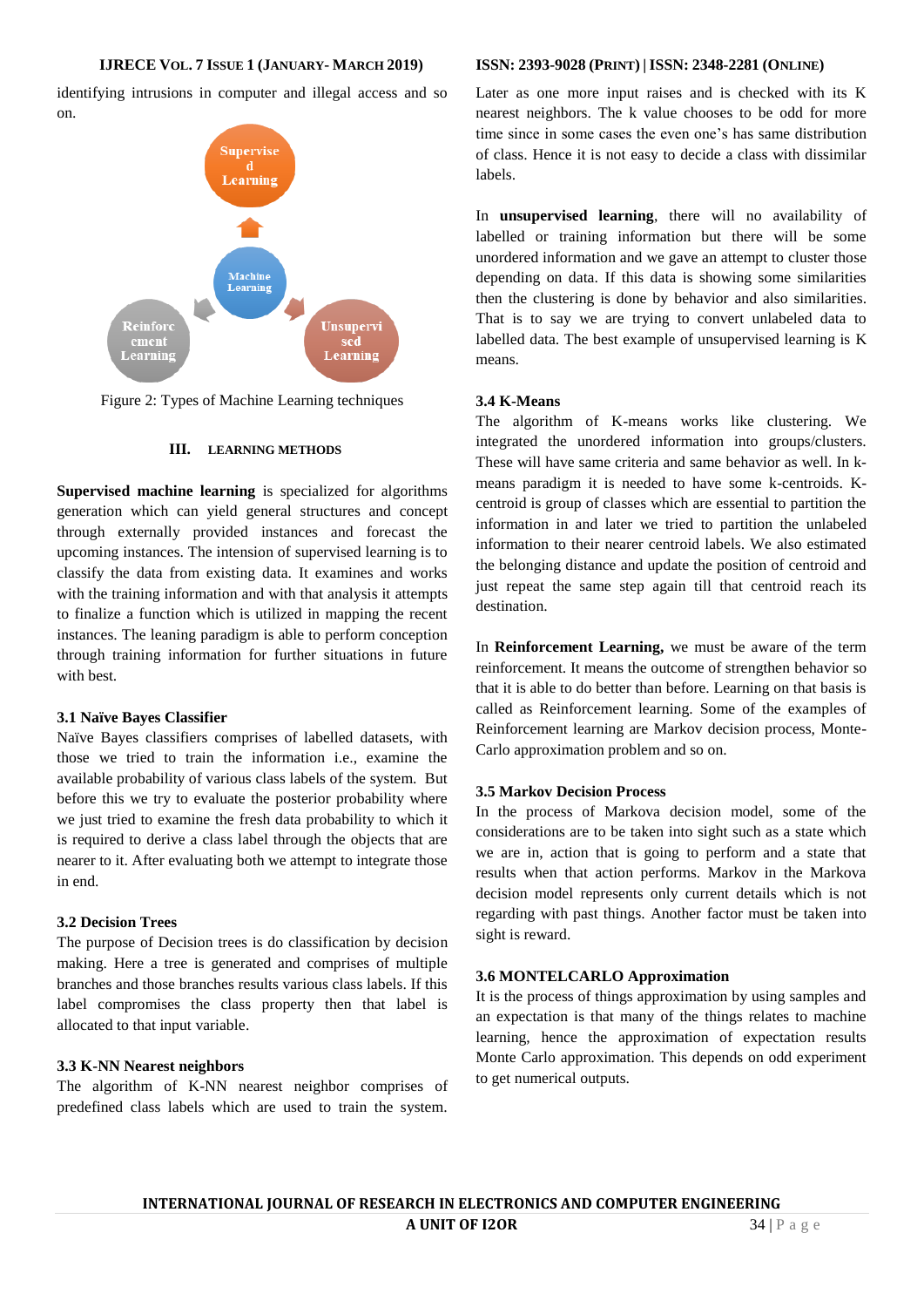identifying intrusions in computer and illegal access and so on.

Figure 2: Types of Machine Learning techniques

## III. LEARNING METHODS

**Supervised machine learning** is specialized for algorithms generation which can yield general structures and concept through externally provided instances and forecast the upcoming instances. The intension of supervised learning is to classify the data from existing data. It examines and works with the training information and with that analysis it attempts to finalize a function which is utilized in mapping the recent instances. The leaning paradigm is able to perform conception through training information for further situations in future with best.

### 3.1 Naïve Bayes Classifier

Naïve Bayes classifiers comprises of labelled datasets, with those we tried to train the information i.e., examine the available probability of various class labels of the system. But before this we try to evaluate the posterior probability where we just tried to examine the fresh data probability to which it is required to derive a class label through the objects that are nearer to it. After evaluating both we attempt to integrate those in end.

### 3.2 Decision Trees

The purpose of Decision trees is do classification by decision making. Here a tree is generated and comprises of multiple branches and those branches results various class labels. If this label compromises the class property then that label is allocated to that input variable.

### 3.3 K-NN Nearest neighbors

The algorithm of K-NN nearest neighbor comprises of predefined class labels which are used to train the system. Later as one more input raises and is checked with its K nearest neighbors. The k value chooses to be odd for more time since in some cases the even one's has same distribution of class. Hence it is not easy to decide a class with dissimilar labels.

In **unsupervised learning**, there will no availability of labelled or training information but there will be some unordered information and we gave an attempt to cluster those depending on data. If this data is showing some similarities then the clustering is done by behavior and also similarities. That is to say we are trying to convert unlabeled data to labelled data. The best example of unsupervised learning is K means.

### 3.4 K-Means

The algorithm of K-means works like clustering. We integrated the unordered information into groups/clusters. These will have same criteria and same behavior as well. In k-means paradigm it is needed to have some k-centroids. K-centroid is group of classes which are essential to partition the information in and later we tried to partition the unlabeled information to their nearer centroid labels. We also estimated the belonging distance and update the position of centroid and just repeat the same step again till that centroid reach its destination.

In **Reinforcement Learning,** we must be aware of the term reinforcement. It means the outcome of strengthen behavior so that it is able to do better than before. Learning on that basis is called as Reinforcement learning. Some of the examples of Reinforcement learning are Markov decision process, Monte-Carlo approximation problem and so on.

### 3.5 Markov Decision Process

In the process of Markova decision model, some of the considerations are to be taken into sight such as a state which we are in, action that is going to perform and a state that results when that action performs. Markov in the Markova decision model represents only current details which is not regarding with past things. Another factor must be taken into sight is reward.

### 3.6 MONTELCARLO Approximation

It is the process of things approximation by using samples and an expectation is that many of the things relates to machine learning, hence the approximation of expectation results Monte Carlo approximation. This depends on odd experiment to get numerical outputs.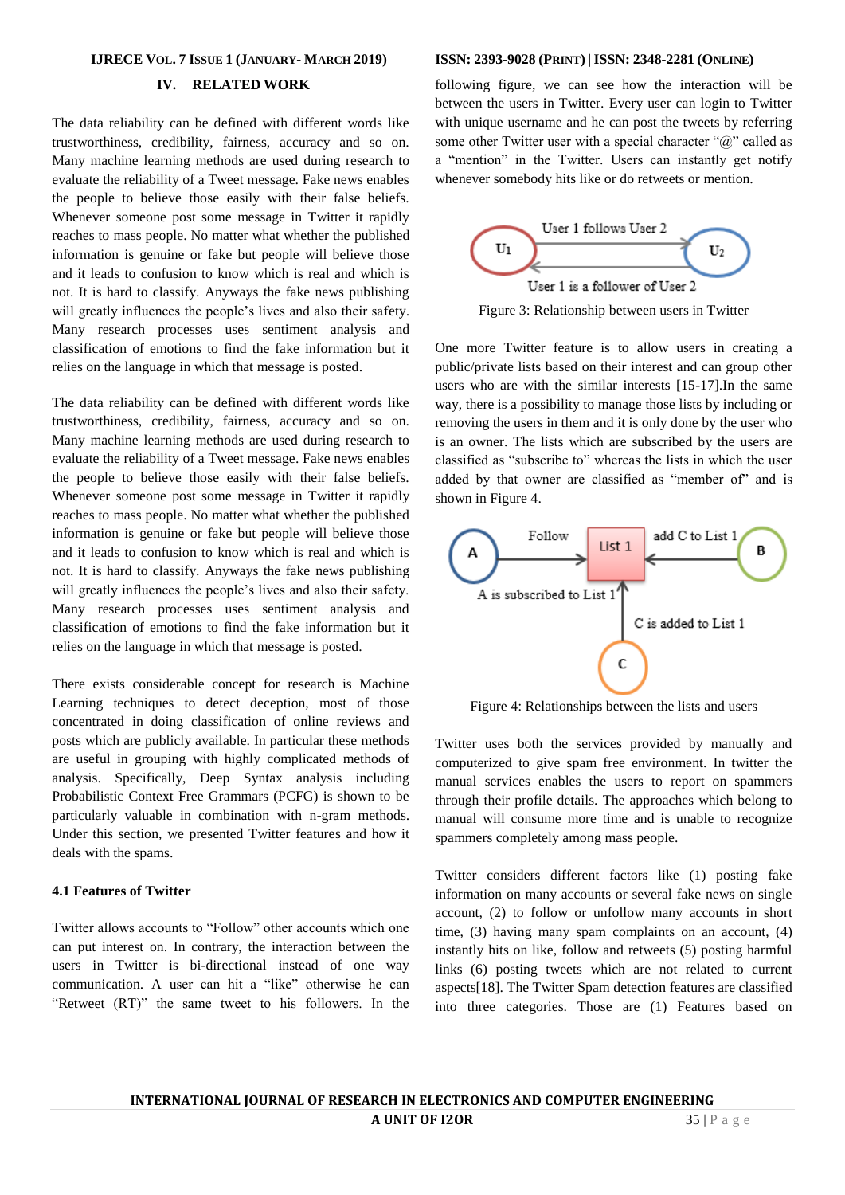## IV. RELATED WORK

The data reliability can be defined with different words like trustworthiness, credibility, fairness, accuracy and so on. Many machine learning methods are used during research to evaluate the reliability of a Tweet message. Fake news enables the people to believe those easily with their false beliefs. Whenever someone post some message in Twitter it rapidly reaches to mass people. No matter what whether the published information is genuine or fake but people will believe those and it leads to confusion to know which is real and which is not. It is hard to classify. Anyways the fake news publishing will greatly influences the people's lives and also their safety. Many research processes uses sentiment analysis and classification of emotions to find the fake information but it relies on the language in which that message is posted.

The data reliability can be defined with different words like trustworthiness, credibility, fairness, accuracy and so on. Many machine learning methods are used during research to evaluate the reliability of a Tweet message. Fake news enables the people to believe those easily with their false beliefs. Whenever someone post some message in Twitter it rapidly reaches to mass people. No matter what whether the published information is genuine or fake but people will believe those and it leads to confusion to know which is real and which is not. It is hard to classify. Anyways the fake news publishing will greatly influences the people's lives and also their safety. Many research processes uses sentiment analysis and classification of emotions to find the fake information but it relies on the language in which that message is posted.

There exists considerable concept for research is Machine Learning techniques to detect deception, most of those concentrated in doing classification of online reviews and posts which are publicly available. In particular these methods are useful in grouping with highly complicated methods of analysis. Specifically, Deep Syntax analysis including Probabilistic Context Free Grammars (PCFG) is shown to be particularly valuable in combination with n-gram methods. Under this section, we presented Twitter features and how it deals with the spams.

### 4.1 Features of Twitter

Twitter allows accounts to "Follow" other accounts which one can put interest on. In contrary, the interaction between the users in Twitter is bi-directional instead of one way communication. A user can hit a "like" otherwise he can "Retweet (RT)" the same tweet to his followers. In the following figure, we can see how the interaction will be between the users in Twitter. Every user can login to Twitter with unique username and he can post the tweets by referring some other Twitter user with a special character "@" called as a "mention" in the Twitter. Users can instantly get notify whenever somebody hits like or do retweets or mention.

Figure 3: Relationship between users in Twitter

One more Twitter feature is to allow users in creating a public/private lists based on their interest and can group other users who are with the similar interests [15-17].In the same way, there is a possibility to manage those lists by including or removing the users in them and it is only done by the user who is an owner. The lists which are subscribed by the users are classified as "subscribe to" whereas the lists in which the user added by that owner are classified as "member of" and is shown in Figure 4.

Figure 4: Relationships between the lists and users

Twitter uses both the services provided by manually and computerized to give spam free environment. In twitter the manual services enables the users to report on spammers through their profile details. The approaches which belong to manual will consume more time and is unable to recognize spammers completely among mass people.

Twitter considers different factors like (1) posting fake information on many accounts or several fake news on single account, (2) to follow or unfollow many accounts in short time, (3) having many spam complaints on an account, (4) instantly hits on like, follow and retweets (5) posting harmful links (6) posting tweets which are not related to current aspects[18]. The Twitter Spam detection features are classified into three categories. Those are (1) Features based on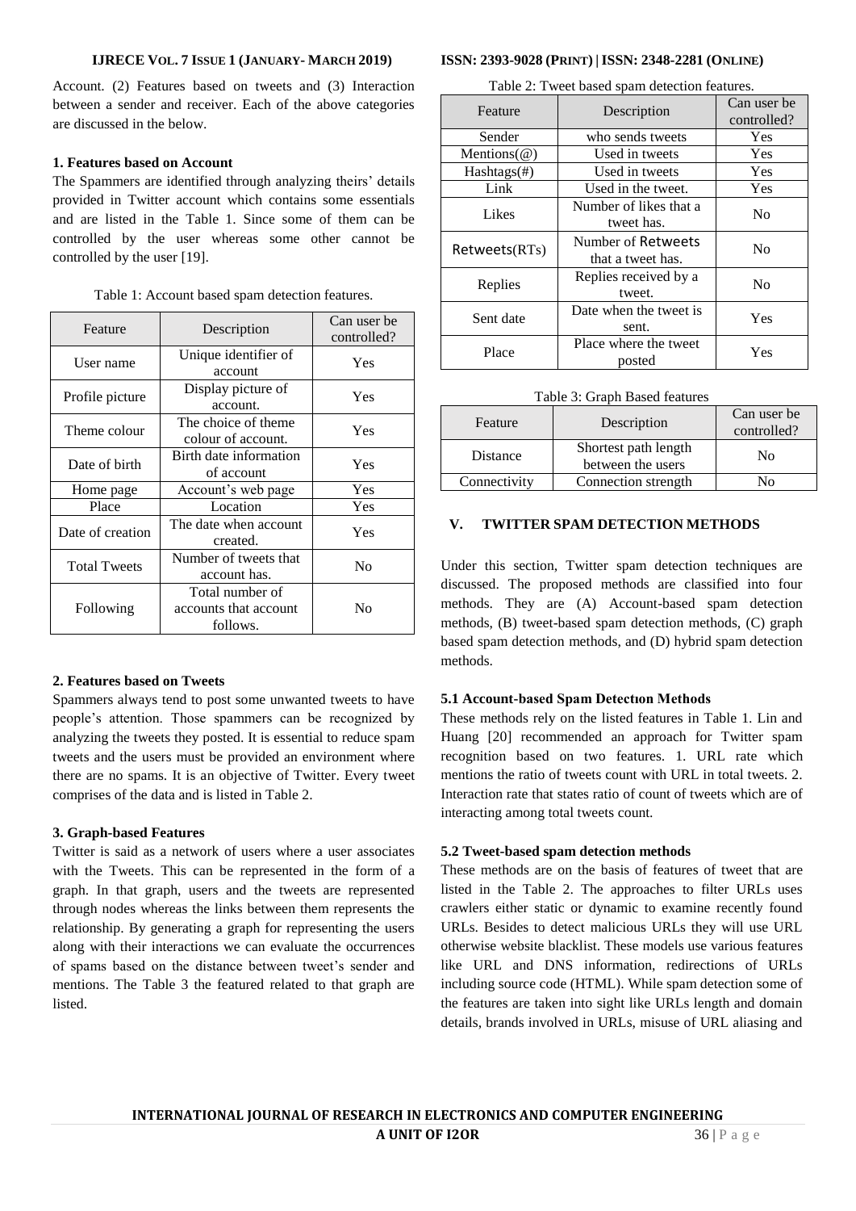Account. (2) Features based on tweets and (3) Interaction between a sender and receiver. Each of the above categories are discussed in the below.

**1. Features based on Account**

The Spammers are identified through analyzing theirs' details provided in Twitter account which contains some essentials and are listed in the Table 1. Since some of them can be controlled by the user whereas some other cannot be controlled by the user [19].

Table 1: Account based spam detection features.

| Feature | Description | Can user be controlled? |
|---|---|---|
| User name | Unique identifier of account | Yes |
| Profile picture | Display picture of account. | Yes |
| Theme colour | The choice of theme colour of account. | Yes |
| Date of birth | Birth date information of account | Yes |
| Home page | Account's web page | Yes |
| Place | Location | Yes |
| Date of creation | The date when account created. | Yes |
| Total Tweets | Number of tweets that account has. | No |
| Following | Total number of accounts that account follows. | No |

**2. Features based on Tweets**

Spammers always tend to post some unwanted tweets to have people's attention. Those spammers can be recognized by analyzing the tweets they posted. It is essential to reduce spam tweets and the users must be provided an environment where there are no spams. It is an objective of Twitter. Every tweet comprises of the data and is listed in Table 2.

**3. Graph-based Features**

Twitter is said as a network of users where a user associates with the Tweets. This can be represented in the form of a graph. In that graph, users and the tweets are represented through nodes whereas the links between them represents the relationship. By generating a graph for representing the users along with their interactions we can evaluate the occurrences of spams based on the distance between tweet's sender and mentions. The Table 3 the featured related to that graph are listed.

Table 2: Tweet based spam detection features.

| Feature | Description | Can user be controlled? |
|---|---|---|
| Sender | who sends tweets | Yes |
| Mentions(@) | Used in tweets | Yes |
| Hashtags(#) | Used in tweets | Yes |
| Link | Used in the tweet. | Yes |
| Likes | Number of likes that a tweet has. | No |
| Retweets(RTs) | Number of Retweets that a tweet has. | No |
| Replies | Replies received by a tweet. | No |
| Sent date | Date when the tweet is sent. | Yes |
| Place | Place where the tweet posted | Yes |

Table 3: Graph Based features

| Feature | Description | Can user be controlled? |
|---|---|---|
| Distance | Shortest path length between the users | No |
| Connectivity | Connection strength | No |

## V. TWITTER SPAM DETECTION METHODS

Under this section, Twitter spam detection techniques are discussed. The proposed methods are classified into four methods. They are (A) Account-based spam detection methods, (B) tweet-based spam detection methods, (C) graph based spam detection methods, and (D) hybrid spam detection methods.

### 5.1 Account-based Spam Detection Methods

These methods rely on the listed features in Table 1. Lin and Huang [20] recommended an approach for Twitter spam recognition based on two features. 1. URL rate which mentions the ratio of tweets count with URL in total tweets. 2. Interaction rate that states ratio of count of tweets which are of interacting among total tweets count.

### 5.2 Tweet-based spam detection methods

These methods are on the basis of features of tweet that are listed in the Table 2. The approaches to filter URLs uses crawlers either static or dynamic to examine recently found URLs. Besides to detect malicious URLs they will use URL otherwise website blacklist. These models use various features like URL and DNS information, redirections of URLs including source code (HTML). While spam detection some of the features are taken into sight like URLs length and domain details, brands involved in URLs, misuse of URL aliasing and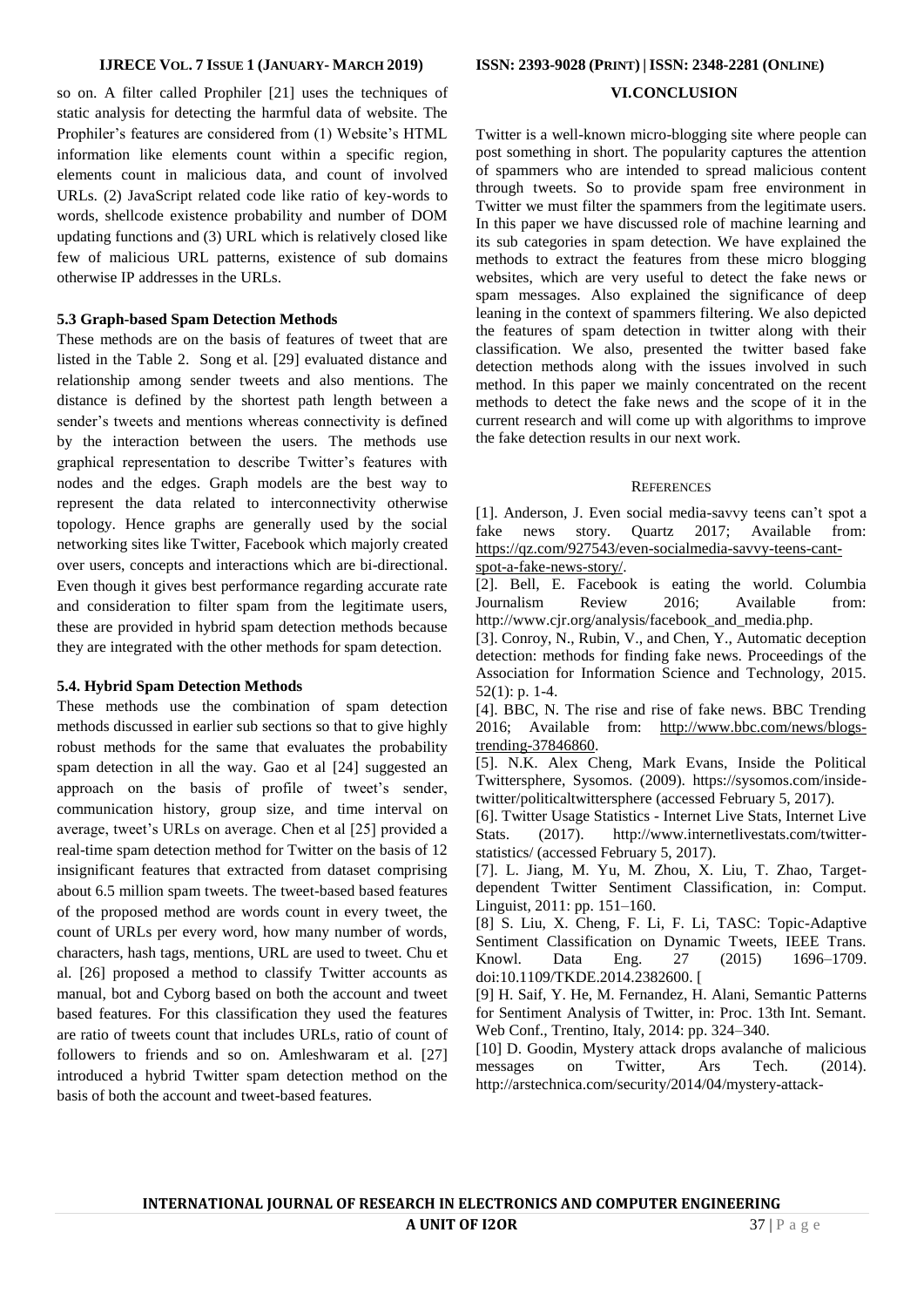so on. A filter called Prophiler [21] uses the techniques of static analysis for detecting the harmful data of website. The Prophiler's features are considered from (1) Website's HTML information like elements count within a specific region, elements count in malicious data, and count of involved URLs. (2) JavaScript related code like ratio of key-words to words, shellcode existence probability and number of DOM updating functions and (3) URL which is relatively closed like few of malicious URL patterns, existence of sub domains otherwise IP addresses in the URLs.

### 5.3 Graph-based Spam Detection Methods

These methods are on the basis of features of tweet that are listed in the Table 2. Song et al. [29] evaluated distance and relationship among sender tweets and also mentions. The distance is defined by the shortest path length between a sender's tweets and mentions whereas connectivity is defined by the interaction between the users. The methods use graphical representation to describe Twitter's features with nodes and the edges. Graph models are the best way to represent the data related to interconnectivity otherwise topology. Hence graphs are generally used by the social networking sites like Twitter, Facebook which majorly created over users, concepts and interactions which are bi-directional. Even though it gives best performance regarding accurate rate and consideration to filter spam from the legitimate users, these are provided in hybrid spam detection methods because they are integrated with the other methods for spam detection.

### 5.4. Hybrid Spam Detection Methods

These methods use the combination of spam detection methods discussed in earlier sub sections so that to give highly robust methods for the same that evaluates the probability spam detection in all the way. Gao et al [24] suggested an approach on the basis of profile of tweet's sender, communication history, group size, and time interval on average, tweet's URLs on average. Chen et al [25] provided a real-time spam detection method for Twitter on the basis of 12 insignificant features that extracted from dataset comprising about 6.5 million spam tweets. The tweet-based based features of the proposed method are words count in every tweet, the count of URLs per every word, how many number of words, characters, hash tags, mentions, URL are used to tweet. Chu et al. [26] proposed a method to classify Twitter accounts as manual, bot and Cyborg based on both the account and tweet based features. For this classification they used the features are ratio of tweets count that includes URLs, ratio of count of followers to friends and so on. Amleshwaram et al. [27] introduced a hybrid Twitter spam detection method on the basis of both the account and tweet-based features.

## VI.CONCLUSION

Twitter is a well-known micro-blogging site where people can post something in short. The popularity captures the attention of spammers who are intended to spread malicious content through tweets. So to provide spam free environment in Twitter we must filter the spammers from the legitimate users. In this paper we have discussed role of machine learning and its sub categories in spam detection. We have explained the methods to extract the features from these micro blogging websites, which are very useful to detect the fake news or spam messages. Also explained the significance of deep leaning in the context of spammers filtering. We also depicted the features of spam detection in twitter along with their classification. We also, presented the twitter based fake detection methods along with the issues involved in such method. In this paper we mainly concentrated on the recent methods to detect the fake news and the scope of it in the current research and will come up with algorithms to improve the fake detection results in our next work.

## REFERENCES

[1]. Anderson, J. Even social media-savvy teens can't spot a fake news story. Quartz 2017; Available from: https://qz.com/927543/even-socialmedia-savvy-teens-cant-spot-a-fake-news-story/.

[2]. Bell, E. Facebook is eating the world. Columbia Journalism Review 2016; Available from: http://www.cjr.org/analysis/facebook_and_media.php.

[3]. Conroy, N., Rubin, V., and Chen, Y., Automatic deception detection: methods for finding fake news. Proceedings of the Association for Information Science and Technology, 2015. 52(1): p. 1-4.

[4]. BBC, N. The rise and rise of fake news. BBC Trending 2016; Available from: http://www.bbc.com/news/blogs-trending-37846860.

[5]. N.K. Alex Cheng, Mark Evans, Inside the Political Twittersphere, Sysomos. (2009). https://sysomos.com/inside-twitter/politicaltwittersphere (accessed February 5, 2017).

[6]. Twitter Usage Statistics - Internet Live Stats, Internet Live Stats. (2017). http://www.internetlivestats.com/twitter-statistics/ (accessed February 5, 2017).

[7]. L. Jiang, M. Yu, M. Zhou, X. Liu, T. Zhao, Target-dependent Twitter Sentiment Classification, in: Comput. Linguist, 2011: pp. 151–160.

[8] S. Liu, X. Cheng, F. Li, F. Li, TASC: Topic-Adaptive Sentiment Classification on Dynamic Tweets, IEEE Trans. Knowl. Data Eng. 27 (2015) 1696–1709. doi:10.1109/TKDE.2014.2382600. [

[9] H. Saif, Y. He, M. Fernandez, H. Alani, Semantic Patterns for Sentiment Analysis of Twitter, in: Proc. 13th Int. Semant. Web Conf., Trentino, Italy, 2014: pp. 324–340.

[10] D. Goodin, Mystery attack drops avalanche of malicious messages on Twitter, Ars Tech. (2014). http://arstechnica.com/security/2014/04/mystery-attack-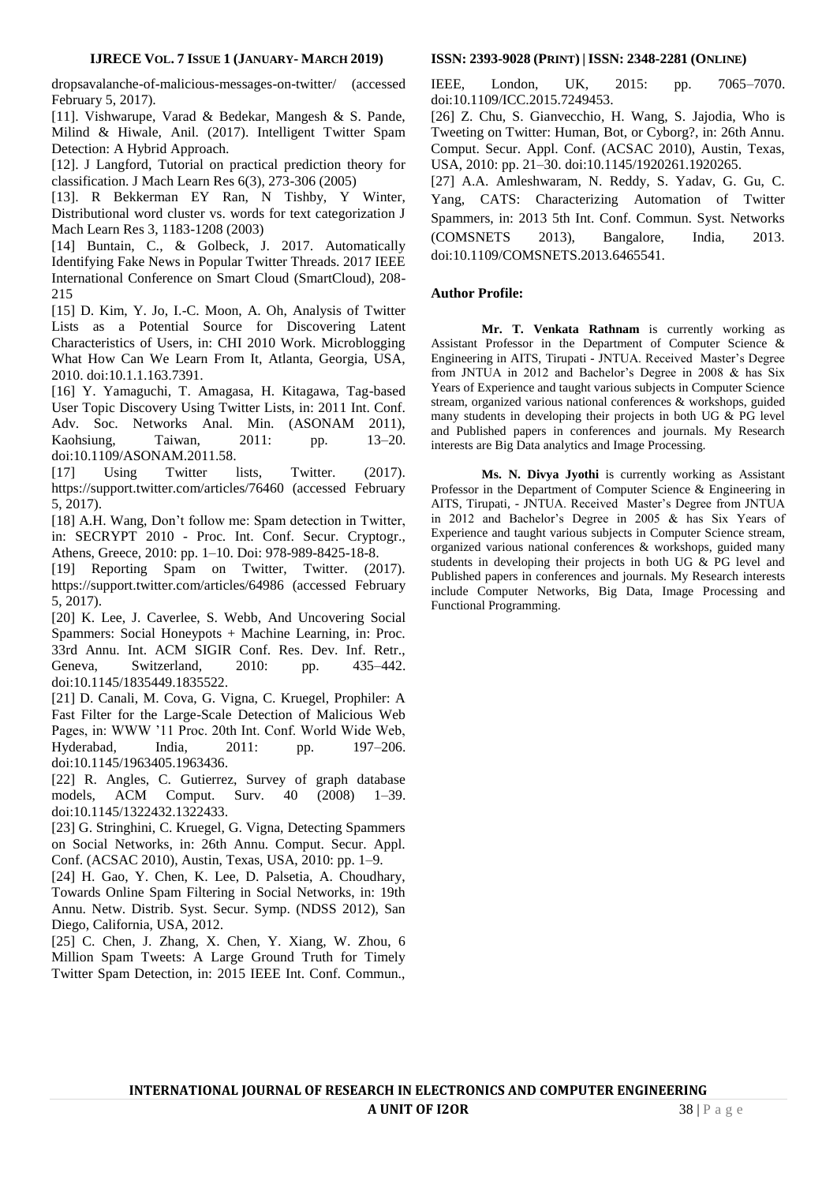dropsavalanche-of-malicious-messages-on-twitter/ (accessed February 5, 2017).

[11]. Vishwarupe, Varad & Bedekar, Mangesh & S. Pande, Milind & Hiwale, Anil. (2017). Intelligent Twitter Spam Detection: A Hybrid Approach.

[12]. J Langford, Tutorial on practical prediction theory for classification. J Mach Learn Res 6(3), 273-306 (2005)

[13]. R Bekkerman EY Ran, N Tishby, Y Winter, Distributional word cluster vs. words for text categorization J Mach Learn Res 3, 1183-1208 (2003)

[14] Buntain, C., & Golbeck, J. 2017. Automatically Identifying Fake News in Popular Twitter Threads. 2017 IEEE International Conference on Smart Cloud (SmartCloud), 208-215

[15] D. Kim, Y. Jo, I.-C. Moon, A. Oh, Analysis of Twitter Lists as a Potential Source for Discovering Latent Characteristics of Users, in: CHI 2010 Work. Microblogging What How Can We Learn From It, Atlanta, Georgia, USA, 2010. doi:10.1.1.163.7391.

[16] Y. Yamaguchi, T. Amagasa, H. Kitagawa, Tag-based User Topic Discovery Using Twitter Lists, in: 2011 Int. Conf. Adv. Soc. Networks Anal. Min. (ASONAM 2011), Kaohsiung, Taiwan, 2011: pp. 13–20. doi:10.1109/ASONAM.2011.58.

[17] Using Twitter lists, Twitter. (2017). https://support.twitter.com/articles/76460 (accessed February 5, 2017).

[18] A.H. Wang, Don't follow me: Spam detection in Twitter, in: SECRYPT 2010 - Proc. Int. Conf. Secur. Cryptogr., Athens, Greece, 2010: pp. 1–10. Doi: 978-989-8425-18-8.

[19] Reporting Spam on Twitter, Twitter. (2017). https://support.twitter.com/articles/64986 (accessed February 5, 2017).

[20] K. Lee, J. Caverlee, S. Webb, And Uncovering Social Spammers: Social Honeypots + Machine Learning, in: Proc. 33rd Annu. Int. ACM SIGIR Conf. Res. Dev. Inf. Retr., Geneva, Switzerland, 2010: pp. 435–442. doi:10.1145/1835449.1835522.

[21] D. Canali, M. Cova, G. Vigna, C. Kruegel, Prophiler: A Fast Filter for the Large-Scale Detection of Malicious Web Pages, in: WWW '11 Proc. 20th Int. Conf. World Wide Web, Hyderabad, India, 2011: pp. 197–206. doi:10.1145/1963405.1963436.

[22] R. Angles, C. Gutierrez, Survey of graph database models, ACM Comput. Surv. 40 (2008) 1–39. doi:10.1145/1322432.1322433.

[23] G. Stringhini, C. Kruegel, G. Vigna, Detecting Spammers on Social Networks, in: 26th Annu. Comput. Secur. Appl. Conf. (ACSAC 2010), Austin, Texas, USA, 2010: pp. 1–9.

[24] H. Gao, Y. Chen, K. Lee, D. Palsetia, A. Choudhary, Towards Online Spam Filtering in Social Networks, in: 19th Annu. Netw. Distrib. Syst. Secur. Symp. (NDSS 2012), San Diego, California, USA, 2012.

[25] C. Chen, J. Zhang, X. Chen, Y. Xiang, W. Zhou, 6 Million Spam Tweets: A Large Ground Truth for Timely Twitter Spam Detection, in: 2015 IEEE Int. Conf. Commun., IEEE, London, UK, 2015: pp. 7065–7070. doi:10.1109/ICC.2015.7249453.

[26] Z. Chu, S. Gianvecchio, H. Wang, S. Jajodia, Who is Tweeting on Twitter: Human, Bot, or Cyborg?, in: 26th Annu. Comput. Secur. Appl. Conf. (ACSAC 2010), Austin, Texas, USA, 2010: pp. 21–30. doi:10.1145/1920261.1920265.

[27] A.A. Amleshwaram, N. Reddy, S. Yadav, G. Gu, C. Yang, CATS: Characterizing Automation of Twitter Spammers, in: 2013 5th Int. Conf. Commun. Syst. Networks (COMSNETS 2013), Bangalore, India, 2013. doi:10.1109/COMSNETS.2013.6465541.

**Author Profile:**

**Mr. T. Venkata Rathnam** is currently working as Assistant Professor in the Department of Computer Science & Engineering in AITS, Tirupati - JNTUA. Received Master's Degree from JNTUA in 2012 and Bachelor's Degree in 2008 & has Six Years of Experience and taught various subjects in Computer Science stream, organized various national conferences & workshops, guided many students in developing their projects in both UG & PG level and Published papers in conferences and journals. My Research interests are Big Data analytics and Image Processing.

**Ms. N. Divya Jyothi** is currently working as Assistant Professor in the Department of Computer Science & Engineering in AITS, Tirupati, - JNTUA. Received Master's Degree from JNTUA in 2012 and Bachelor's Degree in 2005 & has Six Years of Experience and taught various subjects in Computer Science stream, organized various national conferences & workshops, guided many students in developing their projects in both UG & PG level and Published papers in conferences and journals. My Research interests include Computer Networks, Big Data, Image Processing and Functional Programming.